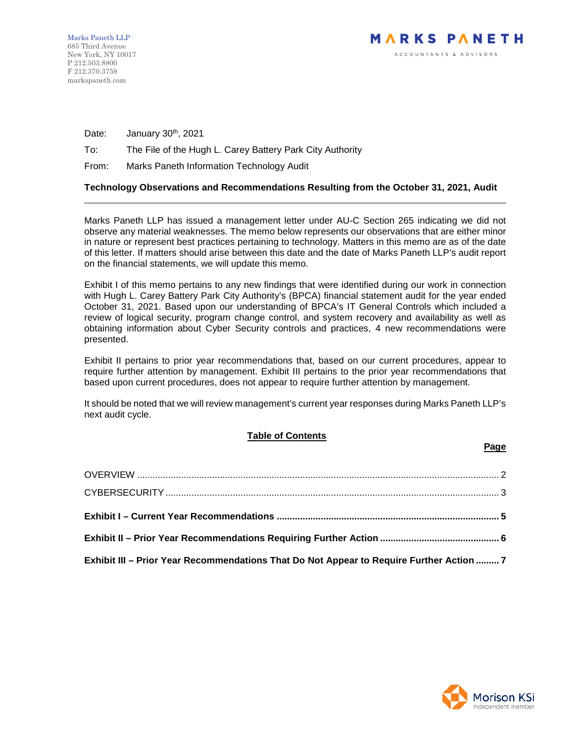Marks Paneth LLP
685 Third Avenue
New York, NY 10017
P 212.503.8800
F 212.370.3759
markspaneth.com

MARKS PANETH
ACCOUNTANTS & ADVISORS

Date: January 30th, 2021

To: The File of the Hugh L. Carey Battery Park City Authority

From: Marks Paneth Information Technology Audit

**Technology Observations and Recommendations Resulting from the October 31, 2021, Audit**

---

Marks Paneth LLP has issued a management letter under AU-C Section 265 indicating we did not observe any material weaknesses. The memo below represents our observations that are either minor in nature or represent best practices pertaining to technology. Matters in this memo are as of the date of this letter. If matters should arise between this date and the date of Marks Paneth LLP's audit report on the financial statements, we will update this memo.

Exhibit I of this memo pertains to any new findings that were identified during our work in connection with Hugh L. Carey Battery Park City Authority's (BPCA) financial statement audit for the year ended October 31, 2021. Based upon our understanding of BPCA's IT General Controls which included a review of logical security, program change control, and system recovery and availability as well as obtaining information about Cyber Security controls and practices, 4 new recommendations were presented.

Exhibit II pertains to prior year recommendations that, based on our current procedures, appear to require further attention by management. Exhibit III pertains to the prior year recommendations that based upon current procedures, does not appear to require further attention by management.

It should be noted that we will review management's current year responses during Marks Paneth LLP's next audit cycle.

**Table of Contents**

| | **Page** |
|---|---|
| OVERVIEW | 2 |
| CYBERSECURITY | 3 |
| **Exhibit I – Current Year Recommendations** | **5** |
| **Exhibit II – Prior Year Recommendations Requiring Further Action** | **6** |
| **Exhibit III – Prior Year Recommendations That Do Not Appear to Require Further Action** | **7** |

Morison KSi
Independent member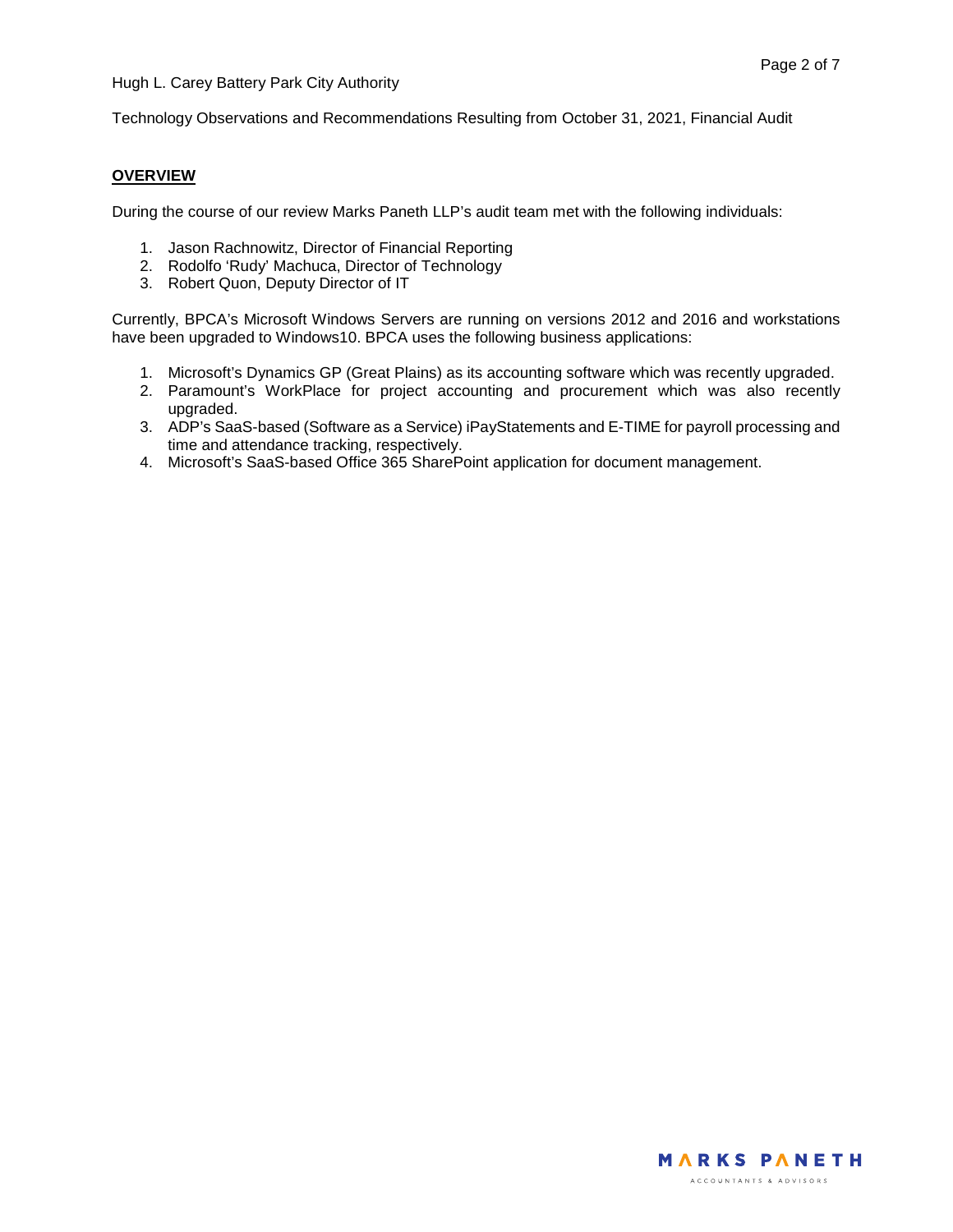## OVERVIEW

During the course of our review Marks Paneth LLP's audit team met with the following individuals:

1. Jason Rachnowitz, Director of Financial Reporting
2. Rodolfo 'Rudy' Machuca, Director of Technology
3. Robert Quon, Deputy Director of IT

Currently, BPCA's Microsoft Windows Servers are running on versions 2012 and 2016 and workstations have been upgraded to Windows10. BPCA uses the following business applications:

1. Microsoft's Dynamics GP (Great Plains) as its accounting software which was recently upgraded.
2. Paramount's WorkPlace for project accounting and procurement which was also recently upgraded.
3. ADP's SaaS-based (Software as a Service) iPayStatements and E-TIME for payroll processing and time and attendance tracking, respectively.
4. Microsoft's SaaS-based Office 365 SharePoint application for document management.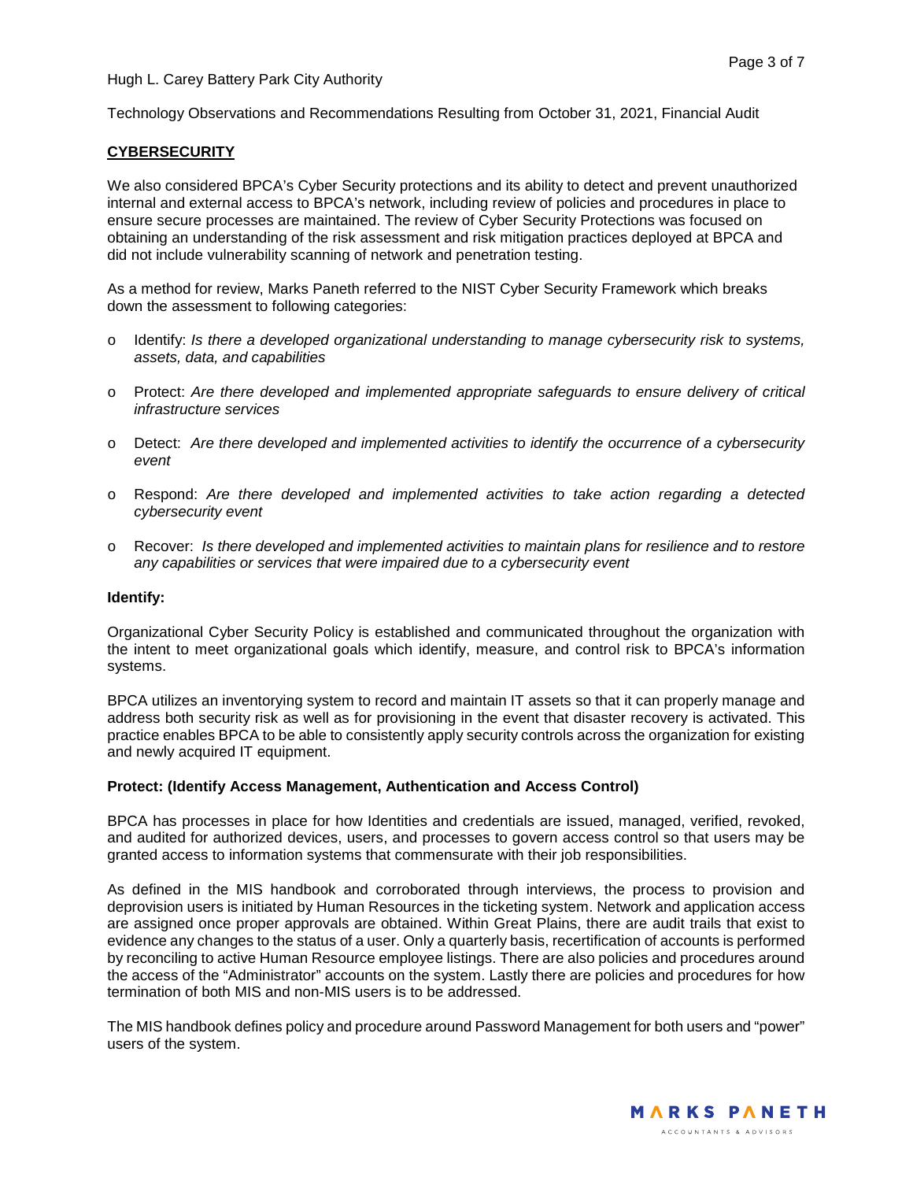Hugh L. Carey Battery Park City Authority

Technology Observations and Recommendations Resulting from October 31, 2021, Financial Audit

## CYBERSECURITY

We also considered BPCA's Cyber Security protections and its ability to detect and prevent unauthorized internal and external access to BPCA's network, including review of policies and procedures in place to ensure secure processes are maintained. The review of Cyber Security Protections was focused on obtaining an understanding of the risk assessment and risk mitigation practices deployed at BPCA and did not include vulnerability scanning of network and penetration testing.

As a method for review, Marks Paneth referred to the NIST Cyber Security Framework which breaks down the assessment to following categories:

- Identify: *Is there a developed organizational understanding to manage cybersecurity risk to systems, assets, data, and capabilities*
- Protect: *Are there developed and implemented appropriate safeguards to ensure delivery of critical infrastructure services*
- Detect: *Are there developed and implemented activities to identify the occurrence of a cybersecurity event*
- Respond: *Are there developed and implemented activities to take action regarding a detected cybersecurity event*
- Recover: *Is there developed and implemented activities to maintain plans for resilience and to restore any capabilities or services that were impaired due to a cybersecurity event*

### Identify:

Organizational Cyber Security Policy is established and communicated throughout the organization with the intent to meet organizational goals which identify, measure, and control risk to BPCA's information systems.

BPCA utilizes an inventorying system to record and maintain IT assets so that it can properly manage and address both security risk as well as for provisioning in the event that disaster recovery is activated. This practice enables BPCA to be able to consistently apply security controls across the organization for existing and newly acquired IT equipment.

### Protect: (Identify Access Management, Authentication and Access Control)

BPCA has processes in place for how Identities and credentials are issued, managed, verified, revoked, and audited for authorized devices, users, and processes to govern access control so that users may be granted access to information systems that commensurate with their job responsibilities.

As defined in the MIS handbook and corroborated through interviews, the process to provision and deprovision users is initiated by Human Resources in the ticketing system. Network and application access are assigned once proper approvals are obtained. Within Great Plains, there are audit trails that exist to evidence any changes to the status of a user. Only a quarterly basis, recertification of accounts is performed by reconciling to active Human Resource employee listings. There are also policies and procedures around the access of the "Administrator" accounts on the system. Lastly there are policies and procedures for how termination of both MIS and non-MIS users is to be addressed.

The MIS handbook defines policy and procedure around Password Management for both users and "power" users of the system.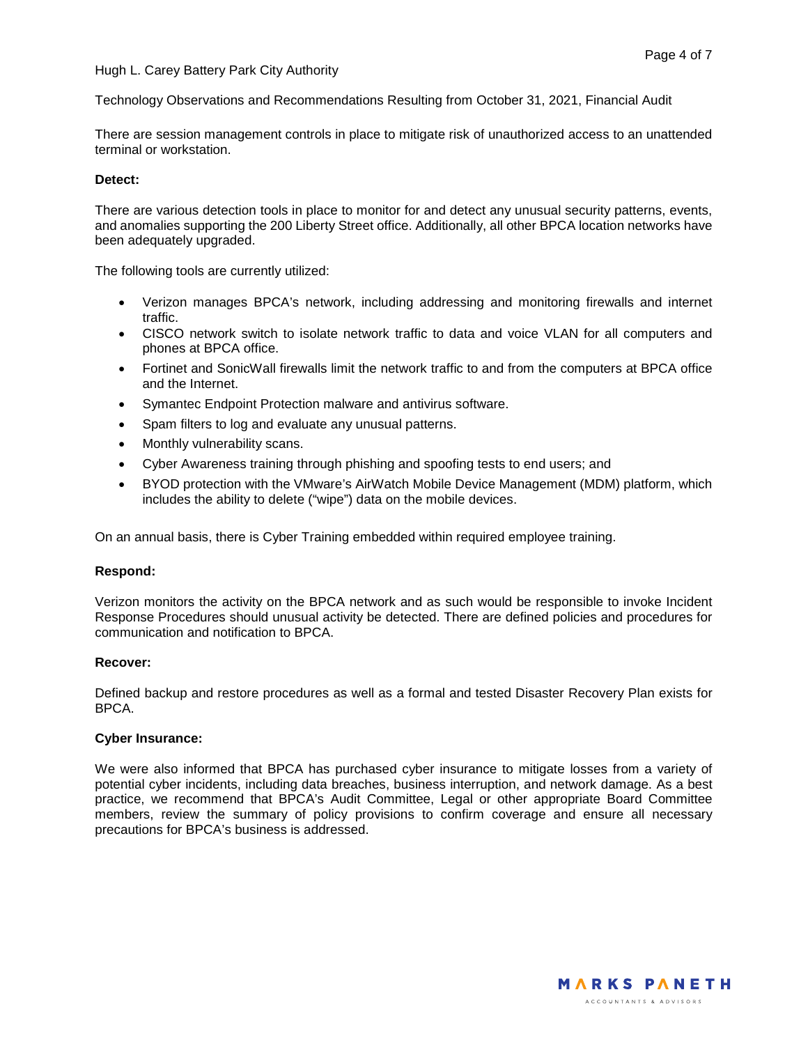There are session management controls in place to mitigate risk of unauthorized access to an unattended terminal or workstation.

**Detect:**

There are various detection tools in place to monitor for and detect any unusual security patterns, events, and anomalies supporting the 200 Liberty Street office. Additionally, all other BPCA location networks have been adequately upgraded.

The following tools are currently utilized:

- Verizon manages BPCA's network, including addressing and monitoring firewalls and internet traffic.
- CISCO network switch to isolate network traffic to data and voice VLAN for all computers and phones at BPCA office.
- Fortinet and SonicWall firewalls limit the network traffic to and from the computers at BPCA office and the Internet.
- Symantec Endpoint Protection malware and antivirus software.
- Spam filters to log and evaluate any unusual patterns.
- Monthly vulnerability scans.
- Cyber Awareness training through phishing and spoofing tests to end users; and
- BYOD protection with the VMware's AirWatch Mobile Device Management (MDM) platform, which includes the ability to delete ("wipe") data on the mobile devices.

On an annual basis, there is Cyber Training embedded within required employee training.

**Respond:**

Verizon monitors the activity on the BPCA network and as such would be responsible to invoke Incident Response Procedures should unusual activity be detected. There are defined policies and procedures for communication and notification to BPCA.

**Recover:**

Defined backup and restore procedures as well as a formal and tested Disaster Recovery Plan exists for BPCA.

**Cyber Insurance:**

We were also informed that BPCA has purchased cyber insurance to mitigate losses from a variety of potential cyber incidents, including data breaches, business interruption, and network damage. As a best practice, we recommend that BPCA's Audit Committee, Legal or other appropriate Board Committee members, review the summary of policy provisions to confirm coverage and ensure all necessary precautions for BPCA's business is addressed.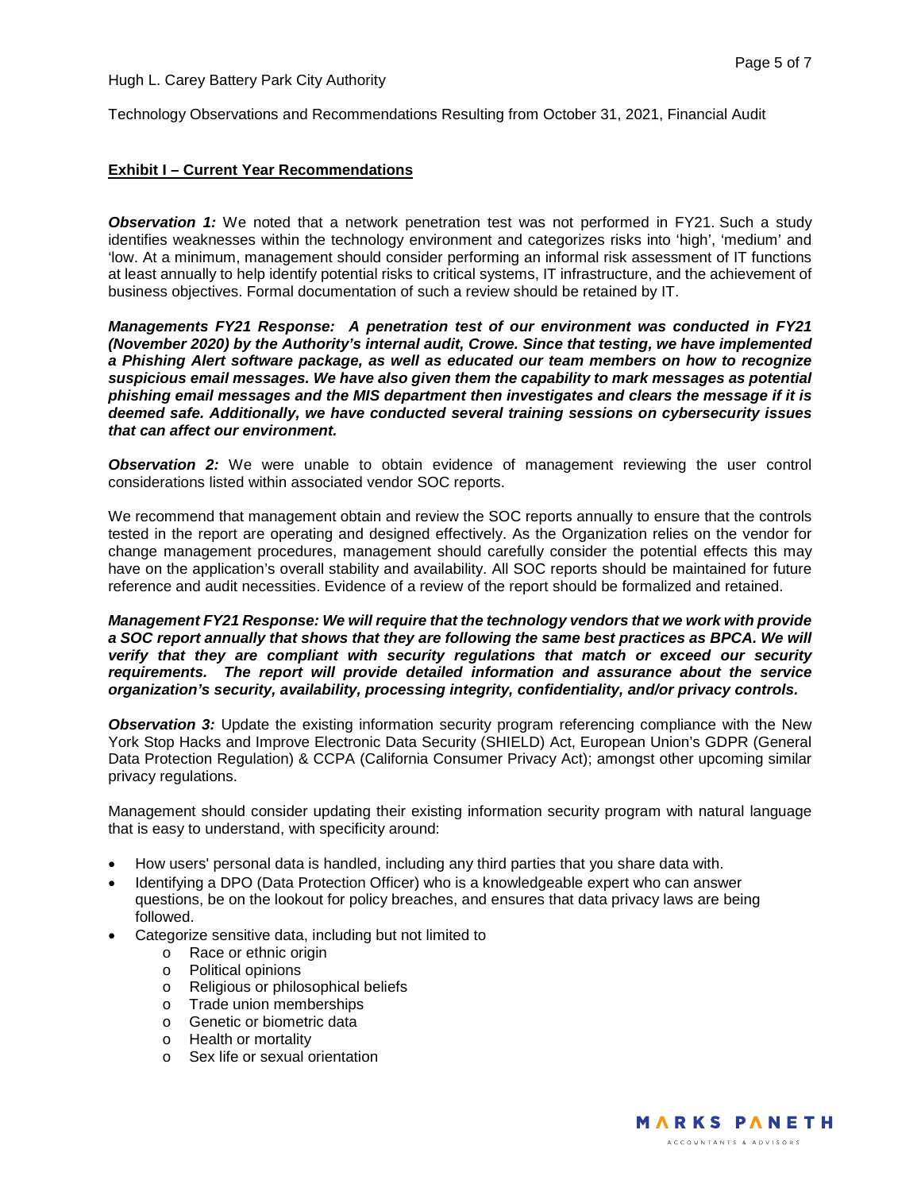**Exhibit I – Current Year Recommendations**

***Observation 1:*** We noted that a network penetration test was not performed in FY21. Such a study identifies weaknesses within the technology environment and categorizes risks into 'high', 'medium' and 'low. At a minimum, management should consider performing an informal risk assessment of IT functions at least annually to help identify potential risks to critical systems, IT infrastructure, and the achievement of business objectives. Formal documentation of such a review should be retained by IT.

***Managements FY21 Response: A penetration test of our environment was conducted in FY21 (November 2020) by the Authority's internal audit, Crowe. Since that testing, we have implemented a Phishing Alert software package, as well as educated our team members on how to recognize suspicious email messages. We have also given them the capability to mark messages as potential phishing email messages and the MIS department then investigates and clears the message if it is deemed safe. Additionally, we have conducted several training sessions on cybersecurity issues that can affect our environment.***

***Observation 2:*** We were unable to obtain evidence of management reviewing the user control considerations listed within associated vendor SOC reports.

We recommend that management obtain and review the SOC reports annually to ensure that the controls tested in the report are operating and designed effectively. As the Organization relies on the vendor for change management procedures, management should carefully consider the potential effects this may have on the application's overall stability and availability. All SOC reports should be maintained for future reference and audit necessities. Evidence of a review of the report should be formalized and retained.

***Management FY21 Response: We will require that the technology vendors that we work with provide a SOC report annually that shows that they are following the same best practices as BPCA. We will verify that they are compliant with security regulations that match or exceed our security requirements. The report will provide detailed information and assurance about the service organization's security, availability, processing integrity, confidentiality, and/or privacy controls.***

***Observation 3:*** Update the existing information security program referencing compliance with the New York Stop Hacks and Improve Electronic Data Security (SHIELD) Act, European Union's GDPR (General Data Protection Regulation) & CCPA (California Consumer Privacy Act); amongst other upcoming similar privacy regulations.

Management should consider updating their existing information security program with natural language that is easy to understand, with specificity around:

- How users' personal data is handled, including any third parties that you share data with.
- Identifying a DPO (Data Protection Officer) who is a knowledgeable expert who can answer questions, be on the lookout for policy breaches, and ensures that data privacy laws are being followed.
- Categorize sensitive data, including but not limited to
  - Race or ethnic origin
  - Political opinions
  - Religious or philosophical beliefs
  - Trade union memberships
  - Genetic or biometric data
  - Health or mortality
  - Sex life or sexual orientation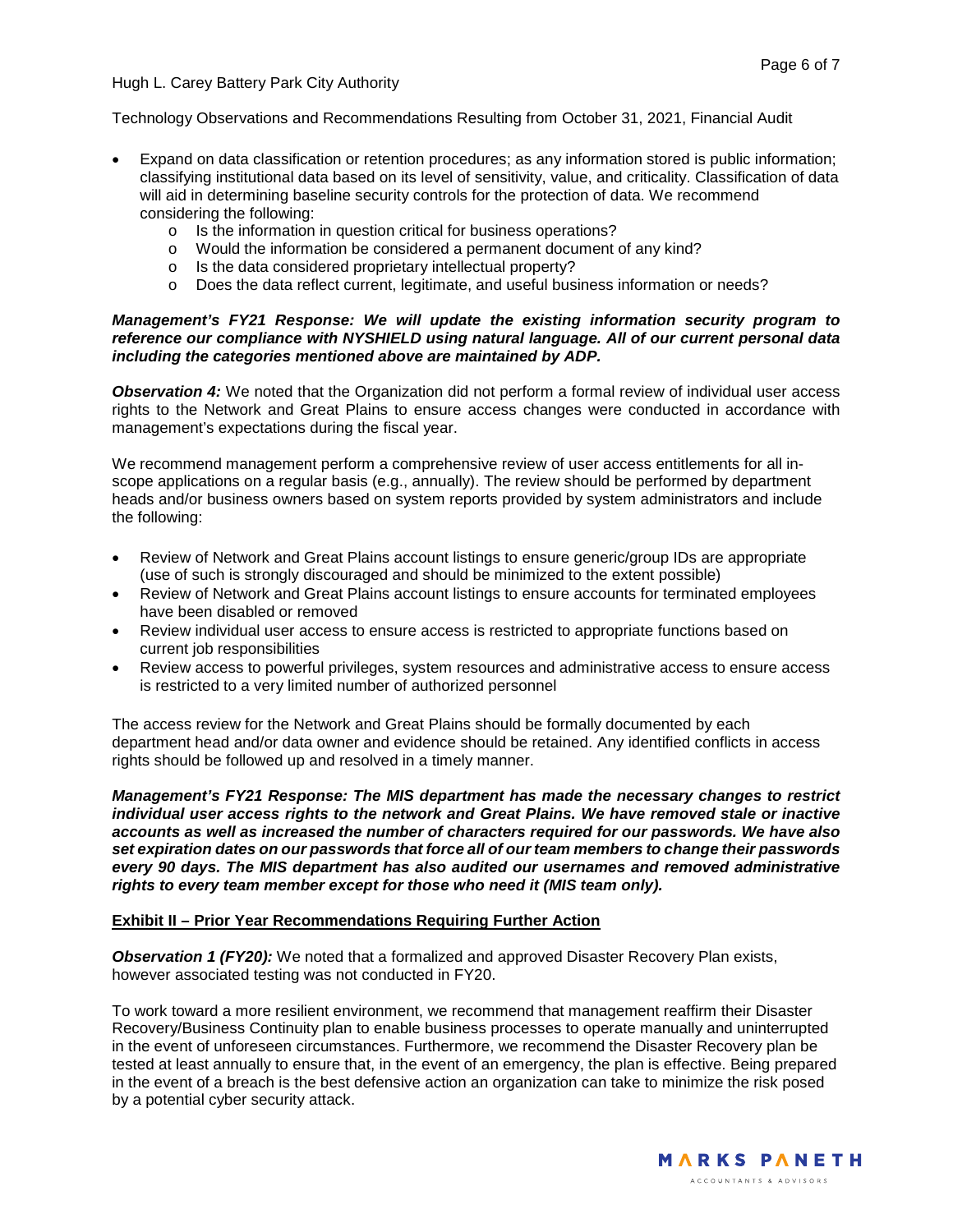- Expand on data classification or retention procedures; as any information stored is public information; classifying institutional data based on its level of sensitivity, value, and criticality. Classification of data will aid in determining baseline security controls for the protection of data. We recommend considering the following:
    - Is the information in question critical for business operations?
    - Would the information be considered a permanent document of any kind?
    - Is the data considered proprietary intellectual property?
    - Does the data reflect current, legitimate, and useful business information or needs?

***Management's FY21 Response: We will update the existing information security program to reference our compliance with NYSHIELD using natural language. All of our current personal data including the categories mentioned above are maintained by ADP.***

***Observation 4:*** We noted that the Organization did not perform a formal review of individual user access rights to the Network and Great Plains to ensure access changes were conducted in accordance with management's expectations during the fiscal year.

We recommend management perform a comprehensive review of user access entitlements for all in-scope applications on a regular basis (e.g., annually). The review should be performed by department heads and/or business owners based on system reports provided by system administrators and include the following:

- Review of Network and Great Plains account listings to ensure generic/group IDs are appropriate (use of such is strongly discouraged and should be minimized to the extent possible)
- Review of Network and Great Plains account listings to ensure accounts for terminated employees have been disabled or removed
- Review individual user access to ensure access is restricted to appropriate functions based on current job responsibilities
- Review access to powerful privileges, system resources and administrative access to ensure access is restricted to a very limited number of authorized personnel

The access review for the Network and Great Plains should be formally documented by each department head and/or data owner and evidence should be retained. Any identified conflicts in access rights should be followed up and resolved in a timely manner.

***Management's FY21 Response: The MIS department has made the necessary changes to restrict individual user access rights to the network and Great Plains. We have removed stale or inactive accounts as well as increased the number of characters required for our passwords. We have also set expiration dates on our passwords that force all of our team members to change their passwords every 90 days. The MIS department has also audited our usernames and removed administrative rights to every team member except for those who need it (MIS team only).***

## Exhibit II – Prior Year Recommendations Requiring Further Action

***Observation 1 (FY20):*** We noted that a formalized and approved Disaster Recovery Plan exists, however associated testing was not conducted in FY20.

To work toward a more resilient environment, we recommend that management reaffirm their Disaster Recovery/Business Continuity plan to enable business processes to operate manually and uninterrupted in the event of unforeseen circumstances. Furthermore, we recommend the Disaster Recovery plan be tested at least annually to ensure that, in the event of an emergency, the plan is effective. Being prepared in the event of a breach is the best defensive action an organization can take to minimize the risk posed by a potential cyber security attack.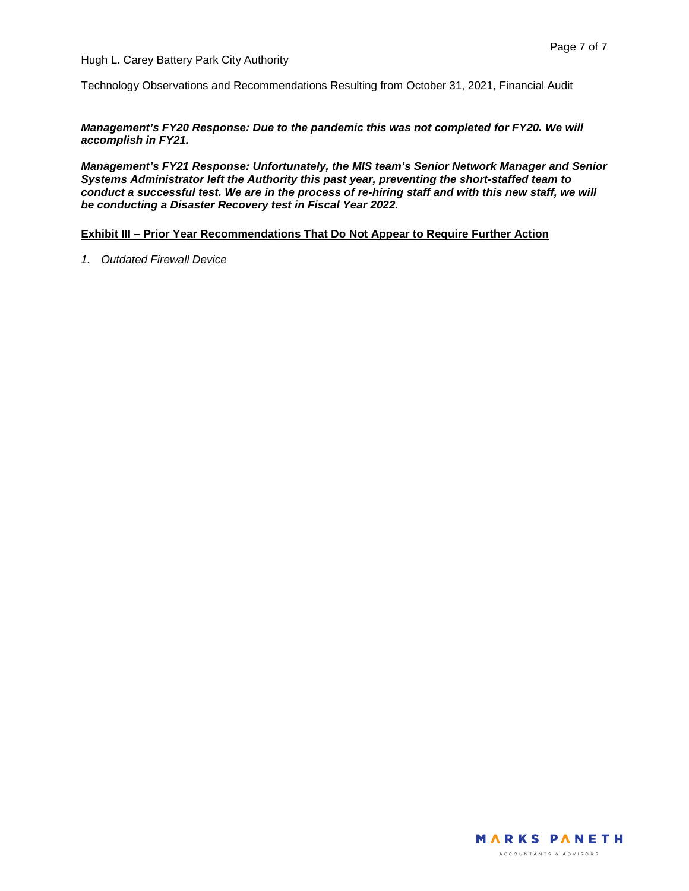***Management's FY20 Response: Due to the pandemic this was not completed for FY20. We will accomplish in FY21.***

***Management's FY21 Response: Unfortunately, the MIS team's Senior Network Manager and Senior Systems Administrator left the Authority this past year, preventing the short-staffed team to conduct a successful test. We are in the process of re-hiring staff and with this new staff, we will be conducting a Disaster Recovery test in Fiscal Year 2022.***

**Exhibit III – Prior Year Recommendations That Do Not Appear to Require Further Action**

*1. Outdated Firewall Device*